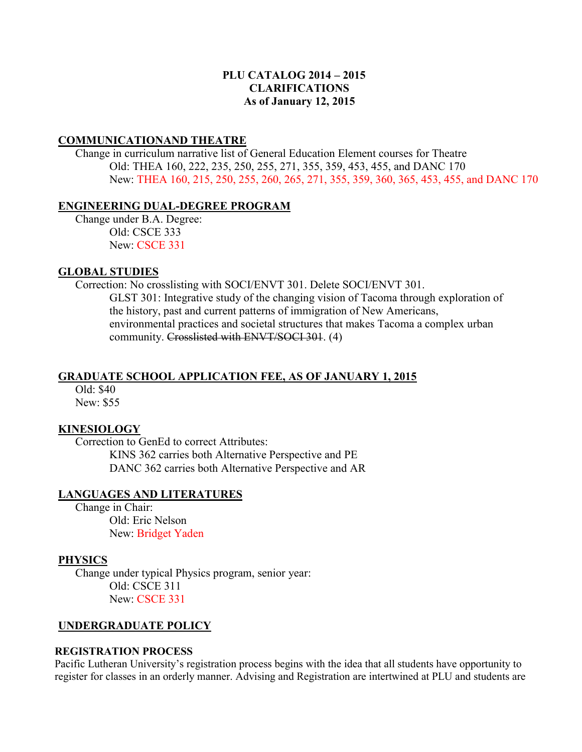**PLU CATALOG 2014 – 2015**
**CLARIFICATIONS**
**As of January 12, 2015**

## COMMUNICATIONAND THEATRE

Change in curriculum narrative list of General Education Element courses for Theatre

Old: THEA 160, 222, 235, 250, 255, 271, 355, 359, 453, 455, and DANC 170

New: THEA 160, 215, 250, 255, 260, 265, 271, 355, 359, 360, 365, 453, 455, and DANC 170

## ENGINEERING DUAL-DEGREE PROGRAM

Change under B.A. Degree:

Old: CSCE 333

New: CSCE 331

## GLOBAL STUDIES

Correction: No crosslisting with SOCI/ENVT 301. Delete SOCI/ENVT 301.

GLST 301: Integrative study of the changing vision of Tacoma through exploration of the history, past and current patterns of immigration of New Americans, environmental practices and societal structures that makes Tacoma a complex urban community. ~~Crosslisted with ENVT/SOCI 301~~. (4)

## GRADUATE SCHOOL APPLICATION FEE, AS OF JANUARY 1, 2015

Old: $40

New: $55

## KINESIOLOGY

Correction to GenEd to correct Attributes:

KINS 362 carries both Alternative Perspective and PE

DANC 362 carries both Alternative Perspective and AR

## LANGUAGES AND LITERATURES

Change in Chair:

Old: Eric Nelson

New: Bridget Yaden

## PHYSICS

Change under typical Physics program, senior year:

Old: CSCE 311

New: CSCE 331

## UNDERGRADUATE POLICY

### REGISTRATION PROCESS

Pacific Lutheran University's registration process begins with the idea that all students have opportunity to register for classes in an orderly manner. Advising and Registration are intertwined at PLU and students are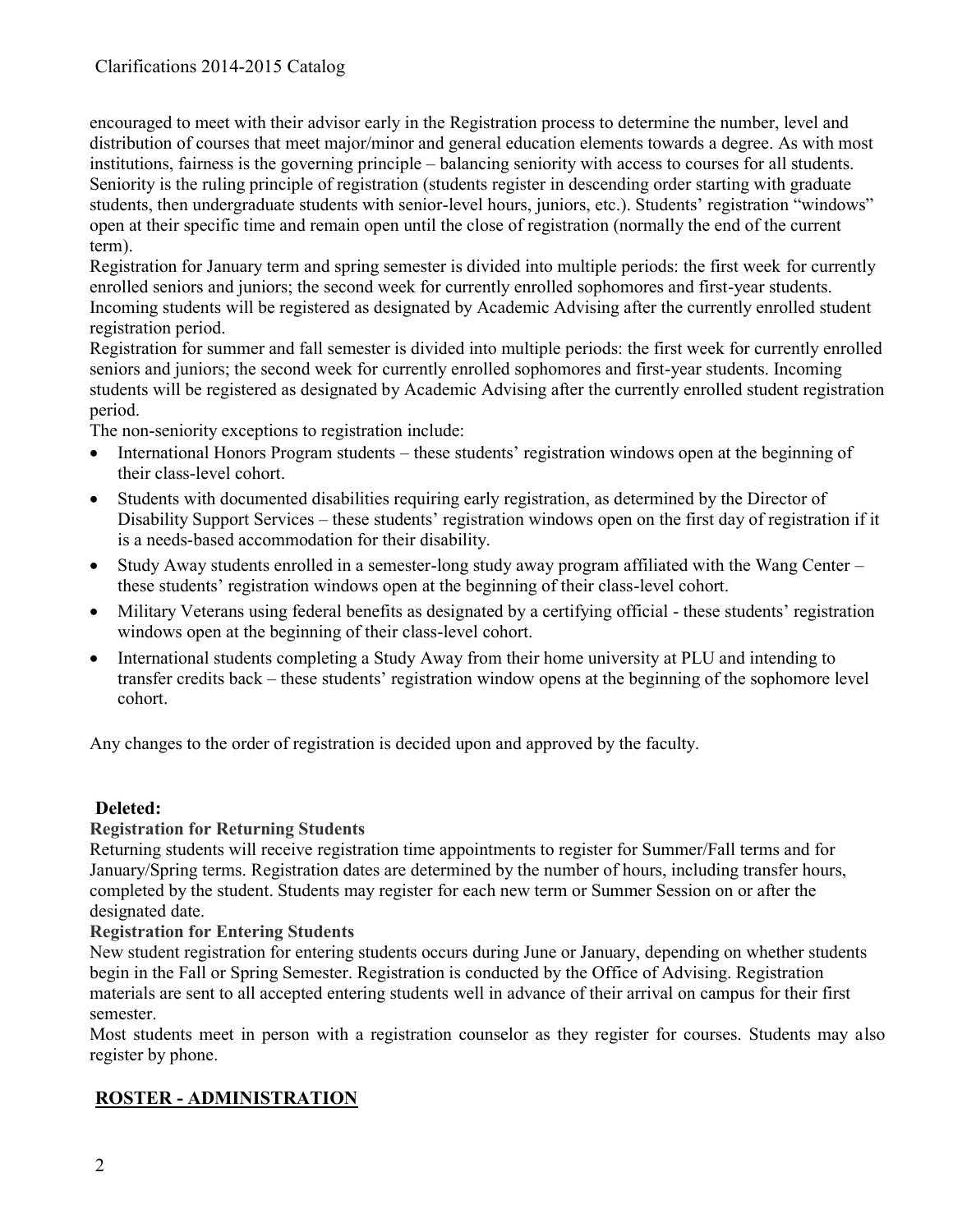encouraged to meet with their advisor early in the Registration process to determine the number, level and distribution of courses that meet major/minor and general education elements towards a degree. As with most institutions, fairness is the governing principle – balancing seniority with access to courses for all students. Seniority is the ruling principle of registration (students register in descending order starting with graduate students, then undergraduate students with senior-level hours, juniors, etc.). Students' registration "windows" open at their specific time and remain open until the close of registration (normally the end of the current term).

Registration for January term and spring semester is divided into multiple periods: the first week for currently enrolled seniors and juniors; the second week for currently enrolled sophomores and first-year students. Incoming students will be registered as designated by Academic Advising after the currently enrolled student registration period.

Registration for summer and fall semester is divided into multiple periods: the first week for currently enrolled seniors and juniors; the second week for currently enrolled sophomores and first-year students. Incoming students will be registered as designated by Academic Advising after the currently enrolled student registration period.

The non-seniority exceptions to registration include:

- International Honors Program students – these students' registration windows open at the beginning of their class-level cohort.
- Students with documented disabilities requiring early registration, as determined by the Director of Disability Support Services – these students' registration windows open on the first day of registration if it is a needs-based accommodation for their disability.
- Study Away students enrolled in a semester-long study away program affiliated with the Wang Center – these students' registration windows open at the beginning of their class-level cohort.
- Military Veterans using federal benefits as designated by a certifying official - these students' registration windows open at the beginning of their class-level cohort.
- International students completing a Study Away from their home university at PLU and intending to transfer credits back – these students' registration window opens at the beginning of the sophomore level cohort.

Any changes to the order of registration is decided upon and approved by the faculty.

**Deleted:**

**Registration for Returning Students**

Returning students will receive registration time appointments to register for Summer/Fall terms and for January/Spring terms. Registration dates are determined by the number of hours, including transfer hours, completed by the student. Students may register for each new term or Summer Session on or after the designated date.

**Registration for Entering Students**

New student registration for entering students occurs during June or January, depending on whether students begin in the Fall or Spring Semester. Registration is conducted by the Office of Advising. Registration materials are sent to all accepted entering students well in advance of their arrival on campus for their first semester.

Most students meet in person with a registration counselor as they register for courses. Students may also register by phone.

## ROSTER - ADMINISTRATION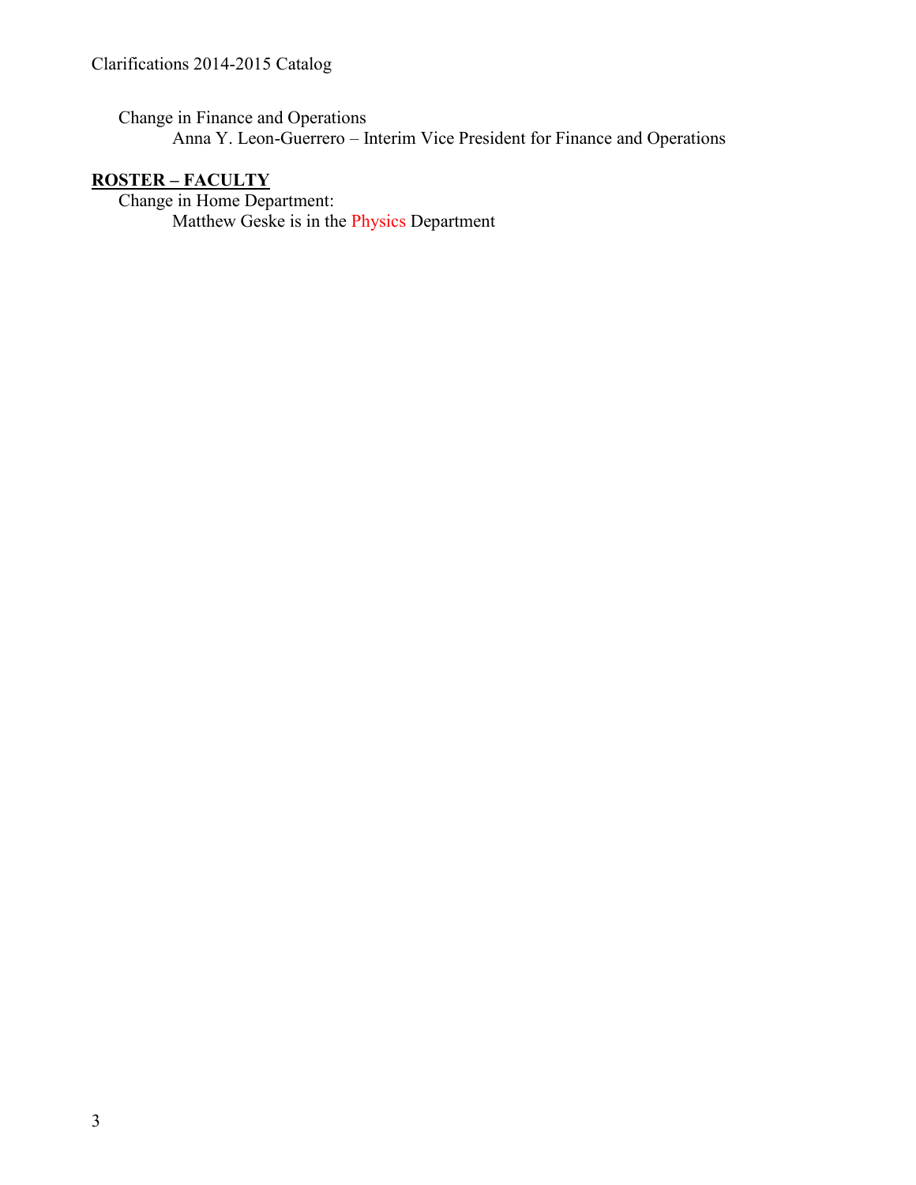Change in Finance and Operations

Anna Y. Leon-Guerrero – Interim Vice President for Finance and Operations

**ROSTER – FACULTY**

Change in Home Department:

Matthew Geske is in the Physics Department